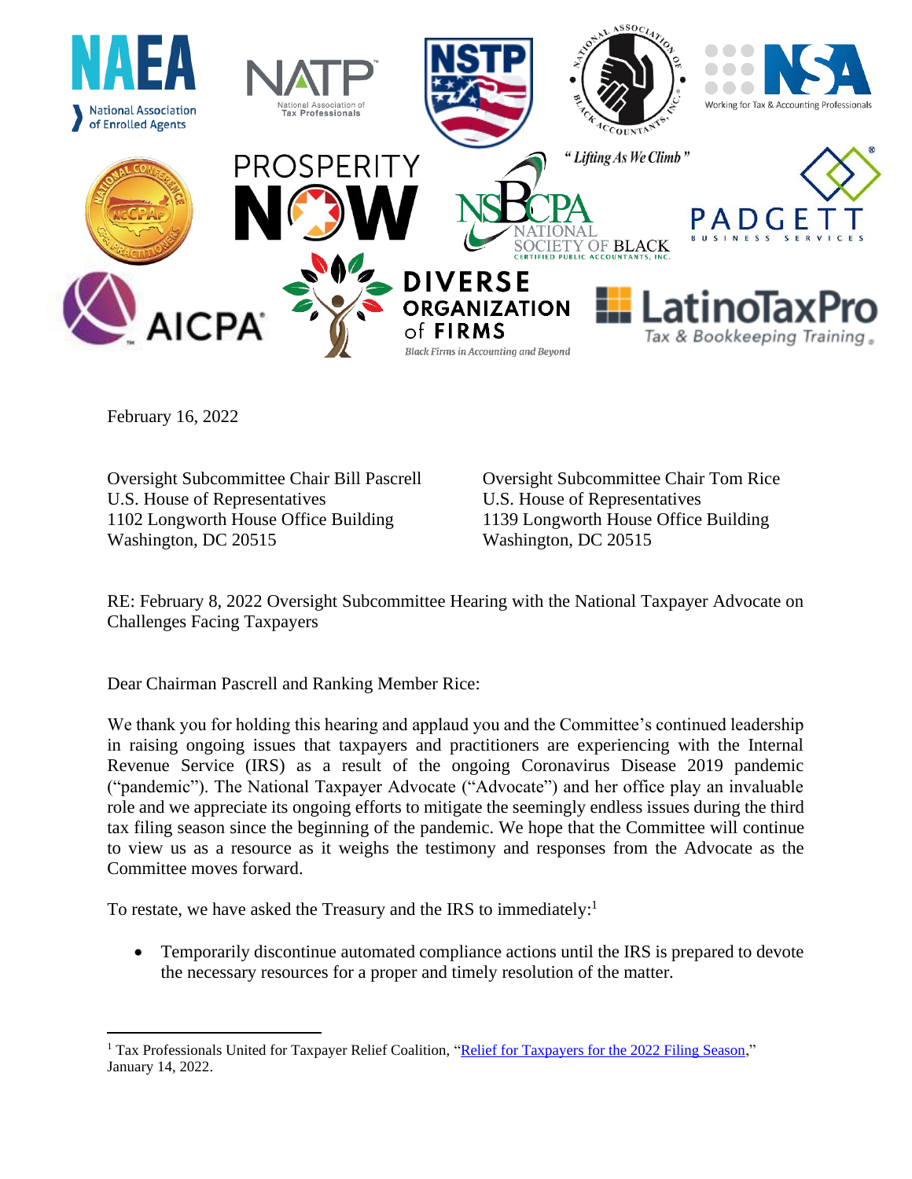February 16, 2022

Oversight Subcommittee Chair Bill Pascrell
U.S. House of Representatives
1102 Longworth House Office Building
Washington, DC 20515

Oversight Subcommittee Chair Tom Rice
U.S. House of Representatives
1139 Longworth House Office Building
Washington, DC 20515

RE: February 8, 2022 Oversight Subcommittee Hearing with the National Taxpayer Advocate on Challenges Facing Taxpayers

Dear Chairman Pascrell and Ranking Member Rice:

We thank you for holding this hearing and applaud you and the Committee's continued leadership in raising ongoing issues that taxpayers and practitioners are experiencing with the Internal Revenue Service (IRS) as a result of the ongoing Coronavirus Disease 2019 pandemic ("pandemic"). The National Taxpayer Advocate ("Advocate") and her office play an invaluable role and we appreciate its ongoing efforts to mitigate the seemingly endless issues during the third tax filing season since the beginning of the pandemic. We hope that the Committee will continue to view us as a resource as it weighs the testimony and responses from the Advocate as the Committee moves forward.

To restate, we have asked the Treasury and the IRS to immediately:[1]

- Temporarily discontinue automated compliance actions until the IRS is prepared to devote the necessary resources for a proper and timely resolution of the matter.

[1] Tax Professionals United for Taxpayer Relief Coalition, "Relief for Taxpayers for the 2022 Filing Season," January 14, 2022.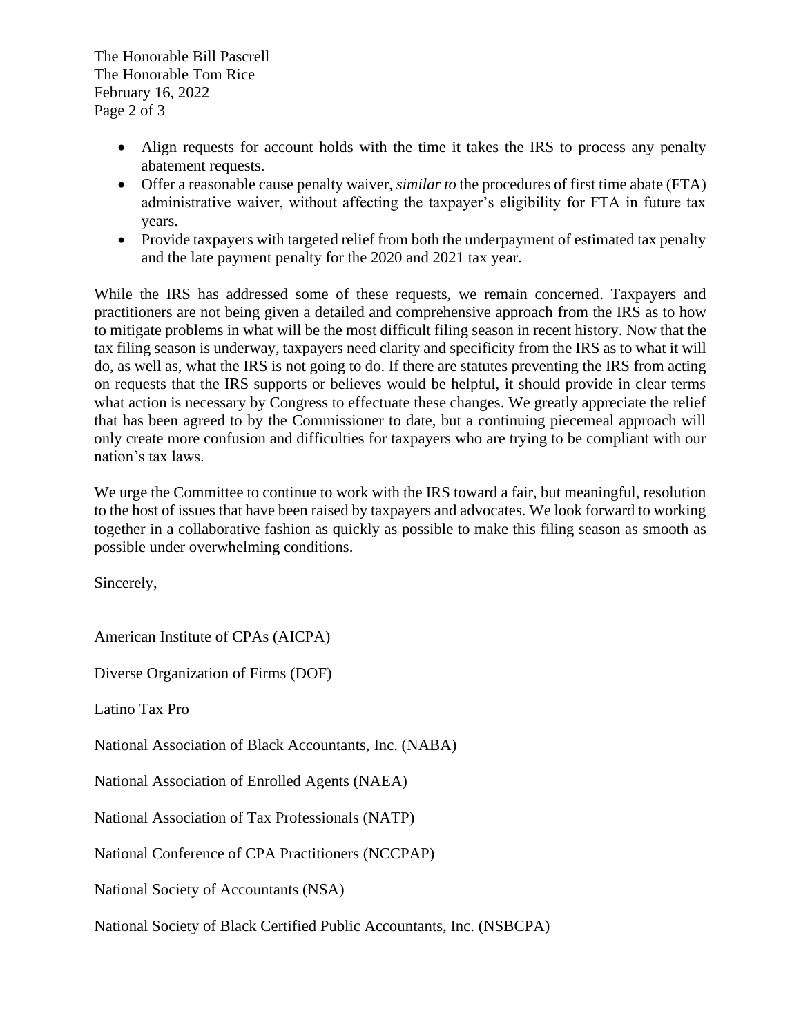- Align requests for account holds with the time it takes the IRS to process any penalty abatement requests.
- Offer a reasonable cause penalty waiver, *similar to* the procedures of first time abate (FTA) administrative waiver, without affecting the taxpayer's eligibility for FTA in future tax years.
- Provide taxpayers with targeted relief from both the underpayment of estimated tax penalty and the late payment penalty for the 2020 and 2021 tax year.

While the IRS has addressed some of these requests, we remain concerned. Taxpayers and practitioners are not being given a detailed and comprehensive approach from the IRS as to how to mitigate problems in what will be the most difficult filing season in recent history. Now that the tax filing season is underway, taxpayers need clarity and specificity from the IRS as to what it will do, as well as, what the IRS is not going to do. If there are statutes preventing the IRS from acting on requests that the IRS supports or believes would be helpful, it should provide in clear terms what action is necessary by Congress to effectuate these changes. We greatly appreciate the relief that has been agreed to by the Commissioner to date, but a continuing piecemeal approach will only create more confusion and difficulties for taxpayers who are trying to be compliant with our nation's tax laws.

We urge the Committee to continue to work with the IRS toward a fair, but meaningful, resolution to the host of issues that have been raised by taxpayers and advocates. We look forward to working together in a collaborative fashion as quickly as possible to make this filing season as smooth as possible under overwhelming conditions.

Sincerely,

American Institute of CPAs (AICPA)

Diverse Organization of Firms (DOF)

Latino Tax Pro

National Association of Black Accountants, Inc. (NABA)

National Association of Enrolled Agents (NAEA)

National Association of Tax Professionals (NATP)

National Conference of CPA Practitioners (NCCPAP)

National Society of Accountants (NSA)

National Society of Black Certified Public Accountants, Inc. (NSBCPA)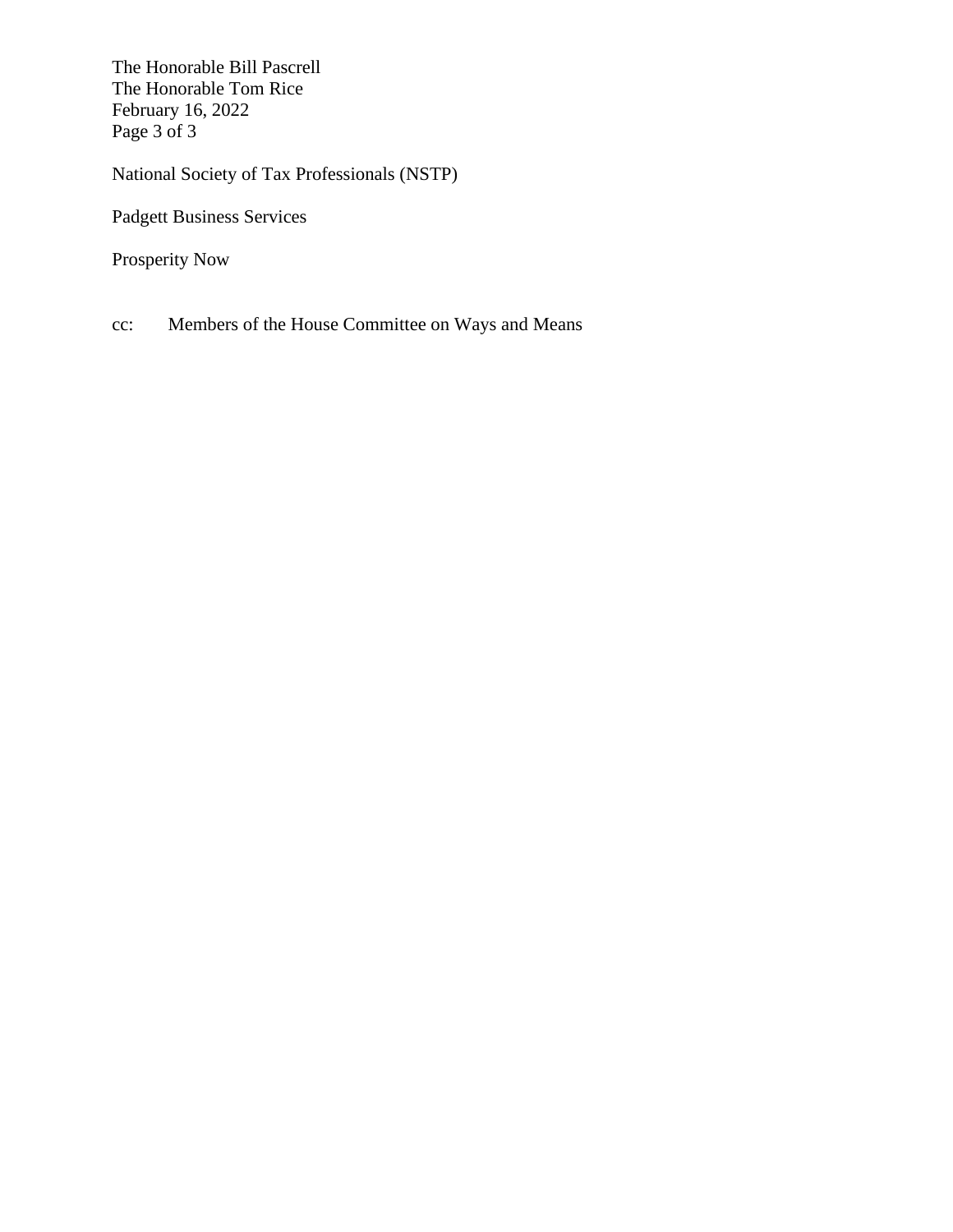National Society of Tax Professionals (NSTP)

Padgett Business Services

Prosperity Now

cc: Members of the House Committee on Ways and Means